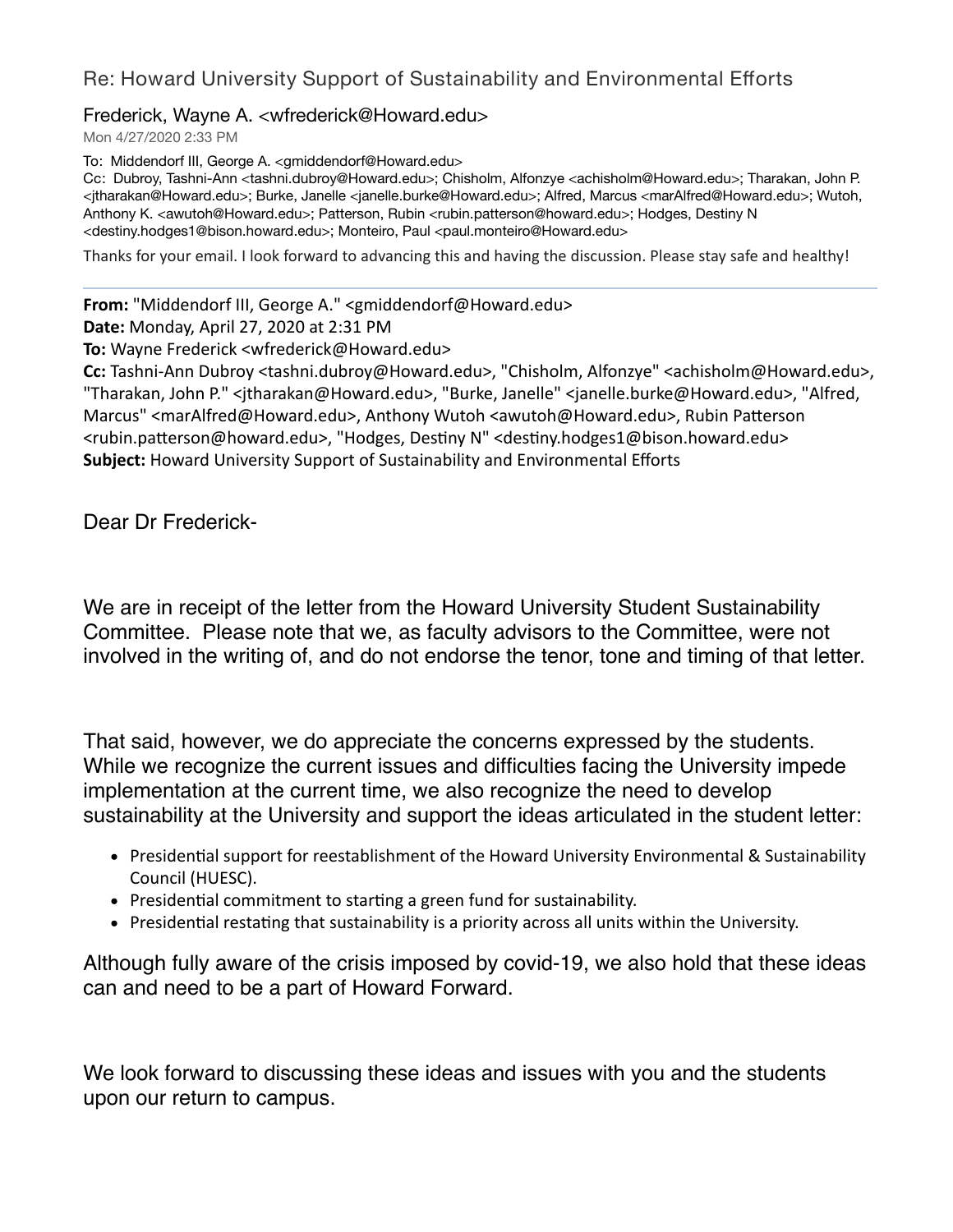# Re: Howard University Support of Sustainability and Environmental Efforts

Frederick, Wayne A. <wfrederick@Howard.edu>

Mon 4/27/2020 2:33 PM

To: Middendorf III, George A. <gmiddendorf@Howard.edu>

Cc: Dubroy, Tashni-Ann <tashni.dubroy@Howard.edu>; Chisholm, Alfonzye <achisholm@Howard.edu>; Tharakan, John P. <jtharakan@Howard.edu>; Burke, Janelle <janelle.burke@Howard.edu>; Alfred, Marcus <marAlfred@Howard.edu>; Wutoh, Anthony K. <awutoh@Howard.edu>; Patterson, Rubin <rubin.patterson@howard.edu>; Hodges, Destiny N <destiny.hodges1@bison.howard.edu>; Monteiro, Paul <paul.monteiro@Howard.edu>

Thanks for your email. I look forward to advancing this and having the discussion. Please stay safe and healthy!

---

**From:** "Middendorf III, George A." <gmiddendorf@Howard.edu>
**Date:** Monday, April 27, 2020 at 2:31 PM
**To:** Wayne Frederick <wfrederick@Howard.edu>
**Cc:** Tashni-Ann Dubroy <tashni.dubroy@Howard.edu>, "Chisholm, Alfonzye" <achisholm@Howard.edu>, "Tharakan, John P." <jtharakan@Howard.edu>, "Burke, Janelle" <janelle.burke@Howard.edu>, "Alfred, Marcus" <marAlfred@Howard.edu>, Anthony Wutoh <awutoh@Howard.edu>, Rubin Patterson <rubin.patterson@howard.edu>, "Hodges, Destiny N" <destiny.hodges1@bison.howard.edu>
**Subject:** Howard University Support of Sustainability and Environmental Efforts

Dear Dr Frederick-

We are in receipt of the letter from the Howard University Student Sustainability Committee. Please note that we, as faculty advisors to the Committee, were not involved in the writing of, and do not endorse the tenor, tone and timing of that letter.

That said, however, we do appreciate the concerns expressed by the students. While we recognize the current issues and difficulties facing the University impede implementation at the current time, we also recognize the need to develop sustainability at the University and support the ideas articulated in the student letter:

- Presidential support for reestablishment of the Howard University Environmental & Sustainability Council (HUESC).
- Presidential commitment to starting a green fund for sustainability.
- Presidential restating that sustainability is a priority across all units within the University.

Although fully aware of the crisis imposed by covid-19, we also hold that these ideas can and need to be a part of Howard Forward.

We look forward to discussing these ideas and issues with you and the students upon our return to campus.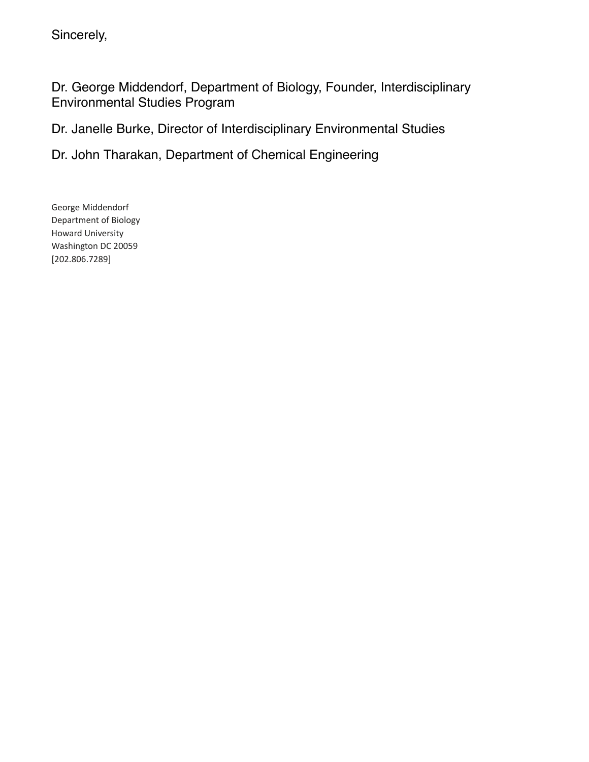Sincerely,

Dr. George Middendorf, Department of Biology, Founder, Interdisciplinary Environmental Studies Program

Dr. Janelle Burke, Director of Interdisciplinary Environmental Studies

Dr. John Tharakan, Department of Chemical Engineering

George Middendorf  
Department of Biology  
Howard University  
Washington DC 20059  
[202.806.7289]